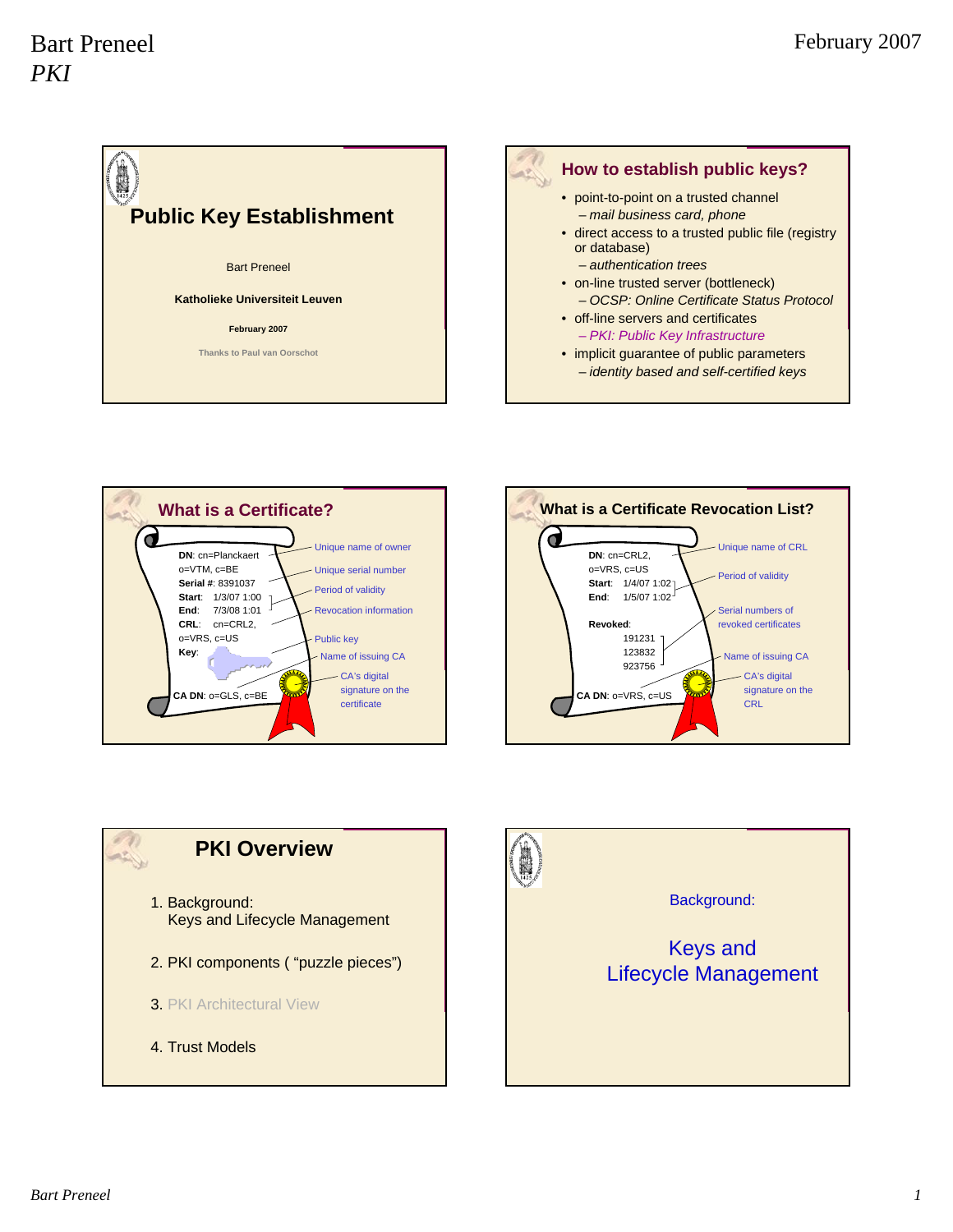# Public Key Establishment

Bart Preneel

**Katholieke Universiteit Leuven**

**February 2007**

Thanks to Paul van Oorschot

## How to establish public keys?

- point-to-point on a trusted channel
  - *mail business card, phone*
- direct access to a trusted public file (registry or database)
  - *authentication trees*
- on-line trusted server (bottleneck)
  - *OCSP: Online Certificate Status Protocol*
- off-line servers and certificates
  - *PKI: Public Key Infrastructure*
- implicit guarantee of public parameters
  - *identity based and self-certified keys*

## What is a Certificate?

**DN**: cn=Planckaert, o=VTM, c=BE — Unique name of owner
**Serial #**: 8391037 — Unique serial number
**Start**: 1/3/07 1:00
**End**: 7/3/08 1:01 — Period of validity
**CRL**: cn=CRL2, o=VRS, c=US — Revocation information
**Key**: — Public key
**CA DN**: o=GLS, c=BE — Name of issuing CA

CA's digital signature on the certificate

## What is a Certificate Revocation List?

**DN**: cn=CRL2, o=VRS, c=US — Unique name of CRL
**Start**: 1/4/07 1:02
**End**: 1/5/07 1:02 — Period of validity
**Revoked**: 191231, 123832, 923756 — Serial numbers of revoked certificates
**CA DN**: o=VRS, c=US — Name of issuing CA

CA's digital signature on the CRL

## PKI Overview

1. Background: Keys and Lifecycle Management
2. PKI components ( "puzzle pieces")
3. PKI Architectural View
4. Trust Models

## Background:

## Keys and Lifecycle Management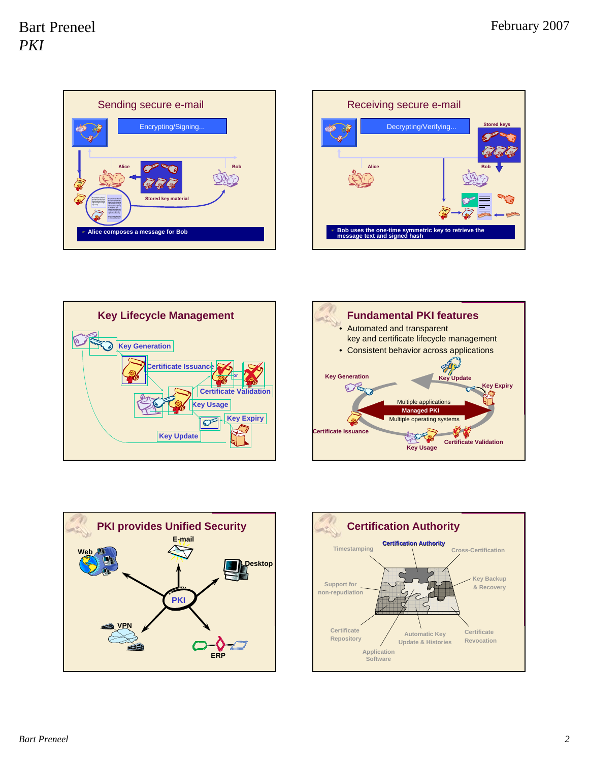## Sending secure e-mail

Encrypting/Signing...

Alice

Bob

Stored key material

- Alice composes a message for Bob

## Receiving secure e-mail

Decrypting/Verifying...

Stored keys

Alice

Bob

- Bob uses the one-time symmetric key to retrieve the message text and signed hash

## Key Lifecycle Management

Key Generation

Certificate Issuance

or

Certificate Validation

Key Usage

Key Expiry

Key Update

## Fundamental PKI features

- Automated and transparent key and certificate lifecycle management
- Consistent behavior across applications

Key Generation

Key Update

Key Expiry

Multiple applications

Managed PKI

Multiple operating systems

Certificate Issuance

Key Usage

Certificate Validation

## PKI provides Unified Security

E-mail

Web

Desktop

PKI

VPN

ERP

## Certification Authority

Certification Authority

Timestamping

Cross-Certification

Support for non-repudiation

Key Backup & Recovery

Certificate Repository

Automatic Key Update & Histories

Certificate Revocation

Application Software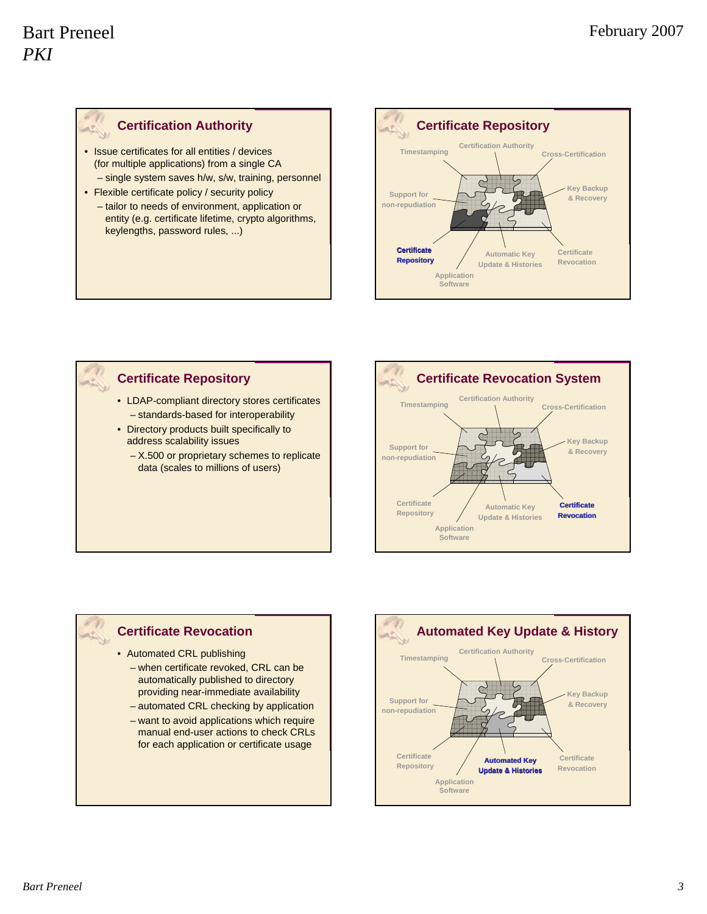## Certification Authority

- Issue certificates for all entities / devices (for multiple applications) from a single CA
  - single system saves h/w, s/w, training, personnel
- Flexible certificate policy / security policy
  - tailor to needs of environment, application or entity (e.g. certificate lifetime, crypto algorithms, keylengths, password rules, ...)

## Certificate Repository

Timestamping
Certification Authority
Cross-Certification
Support for non-repudiation
Key Backup & Recovery
**Certificate Repository**
Automatic Key Update & Histories
Certificate Revocation
Application Software

## Certificate Repository

- LDAP-compliant directory stores certificates
  - standards-based for interoperability
- Directory products built specifically to address scalability issues
  - X.500 or proprietary schemes to replicate data (scales to millions of users)

## Certificate Revocation System

Timestamping
Certification Authority
Cross-Certification
Support for non-repudiation
Key Backup & Recovery
Certificate Repository
Automatic Key Update & Histories
**Certificate Revocation**
Application Software

## Certificate Revocation

- Automated CRL publishing
  - when certificate revoked, CRL can be automatically published to directory providing near-immediate availability
  - automated CRL checking by application
  - want to avoid applications which require manual end-user actions to check CRLs for each application or certificate usage

## Automated Key Update & History

Timestamping
Certification Authority
Cross-Certification
Support for non-repudiation
Key Backup & Recovery
Certificate Repository
**Automated Key Update & Histories**
Certificate Revocation
Application Software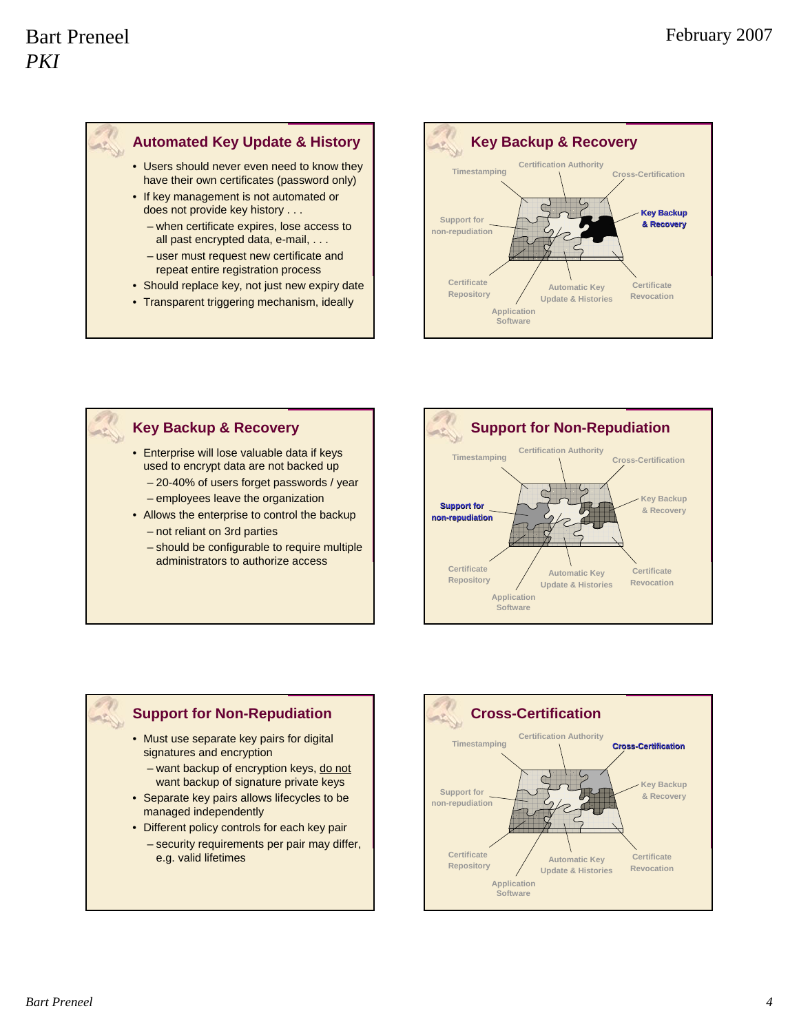## Automated Key Update & History

- Users should never even need to know they have their own certificates (password only)
- If key management is not automated or does not provide key history . . .
  - when certificate expires, lose access to all past encrypted data, e-mail, . . .
  - user must request new certificate and repeat entire registration process
- Should replace key, not just new expiry date
- Transparent triggering mechanism, ideally

## Key Backup & Recovery

Timestamping · Certification Authority · Cross-Certification · **Key Backup & Recovery** · Certificate Revocation · Automatic Key Update & Histories · Application Software · Certificate Repository · Support for non-repudiation

## Key Backup & Recovery

- Enterprise will lose valuable data if keys used to encrypt data are not backed up
  - 20-40% of users forget passwords / year
  - employees leave the organization
- Allows the enterprise to control the backup
  - not reliant on 3rd parties
  - should be configurable to require multiple administrators to authorize access

## Support for Non-Repudiation

Timestamping · Certification Authority · Cross-Certification · Key Backup & Recovery · Certificate Revocation · Automatic Key Update & Histories · Application Software · Certificate Repository · **Support for non-repudiation**

## Support for Non-Repudiation

- Must use separate key pairs for digital signatures and encryption
  - want backup of encryption keys, <u>do not</u> want backup of signature private keys
- Separate key pairs allows lifecycles to be managed independently
- Different policy controls for each key pair
  - security requirements per pair may differ, e.g. valid lifetimes

## Cross-Certification

Timestamping · Certification Authority · **Cross-Certification** · Key Backup & Recovery · Certificate Revocation · Automatic Key Update & Histories · Application Software · Certificate Repository · Support for non-repudiation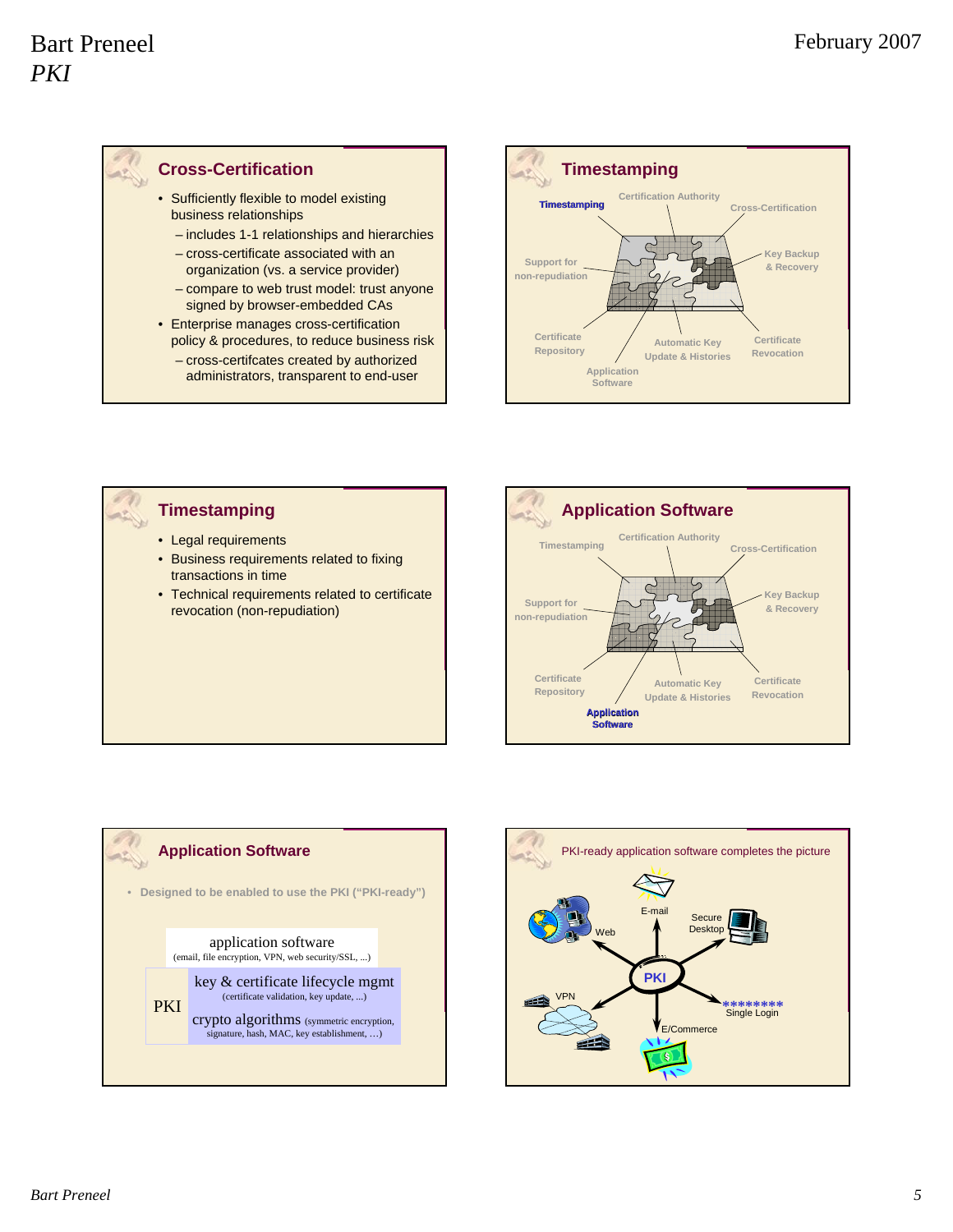## Cross-Certification

- Sufficiently flexible to model existing business relationships
  - includes 1-1 relationships and hierarchies
  - cross-certificate associated with an organization (vs. a service provider)
  - compare to web trust model: trust anyone signed by browser-embedded CAs
- Enterprise manages cross-certification policy & procedures, to reduce business risk
  - cross-certifcates created by authorized administrators, transparent to end-user

## Timestamping

Timestamping · Certification Authority · Cross-Certification · Key Backup & Recovery · Certificate Revocation · Automatic Key Update & Histories · Application Software · Certificate Repository · Support for non-repudiation

## Timestamping

- Legal requirements
- Business requirements related to fixing transactions in time
- Technical requirements related to certificate revocation (non-repudiation)

## Application Software

Timestamping · Certification Authority · Cross-Certification · Key Backup & Recovery · Certificate Revocation · Automatic Key Update & Histories · Application Software · Certificate Repository · Support for non-repudiation

## Application Software

- Designed to be enabled to use the PKI ("PKI-ready")

| | |
|---|---|
| | application software (email, file encryption, VPN, web security/SSL, ...) |
| PKI | key & certificate lifecycle mgmt (certificate validation, key update, ...) |
| PKI | crypto algorithms (symmetric encryption, signature, hash, MAC, key establishment, …) |

## PKI-ready application software completes the picture

PKI: E-mail · Secure Desktop · Single Login · E/Commerce · VPN · Web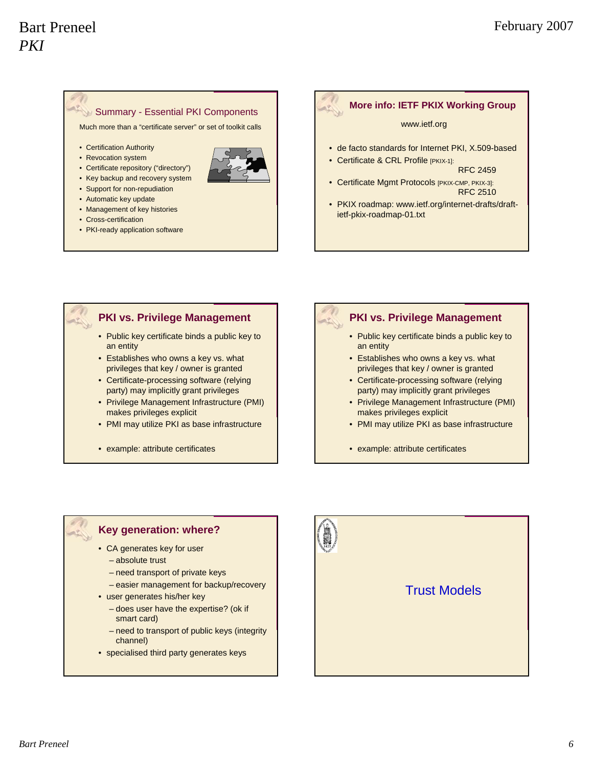## Summary - Essential PKI Components

Much more than a "certificate server" or set of toolkit calls

- Certification Authority
- Revocation system
- Certificate repository ("directory")
- Key backup and recovery system
- Support for non-repudiation
- Automatic key update
- Management of key histories
- Cross-certification
- PKI-ready application software

## More info: IETF PKIX Working Group

www.ietf.org

- de facto standards for Internet PKI, X.509-based
- Certificate & CRL Profile [PKIX-1]: RFC 2459
- Certificate Mgmt Protocols [PKIX-CMP, PKIX-3]: RFC 2510
- PKIX roadmap: www.ietf.org/internet-drafts/draft-ietf-pkix-roadmap-01.txt

## PKI vs. Privilege Management

- Public key certificate binds a public key to an entity
- Establishes who owns a key vs. what privileges that key / owner is granted
- Certificate-processing software (relying party) may implicitly grant privileges
- Privilege Management Infrastructure (PMI) makes privileges explicit
- PMI may utilize PKI as base infrastructure
- example: attribute certificates

## PKI vs. Privilege Management

- Public key certificate binds a public key to an entity
- Establishes who owns a key vs. what privileges that key / owner is granted
- Certificate-processing software (relying party) may implicitly grant privileges
- Privilege Management Infrastructure (PMI) makes privileges explicit
- PMI may utilize PKI as base infrastructure
- example: attribute certificates

## Key generation: where?

- CA generates key for user
  - absolute trust
  - need transport of private keys
  - easier management for backup/recovery
- user generates his/her key
  - does user have the expertise? (ok if smart card)
  - need to transport of public keys (integrity channel)
- specialised third party generates keys

## Trust Models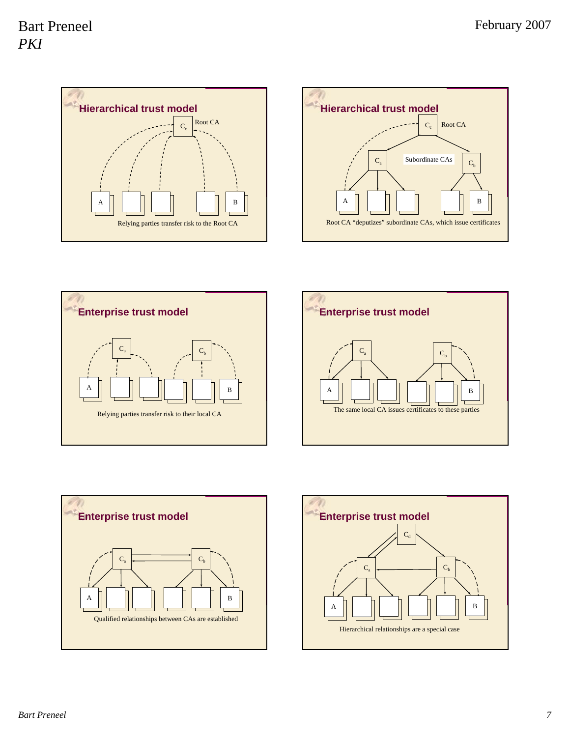## Hierarchical trust model

$C_c$ Root CA

A B

Relying parties transfer risk to the Root CA

## Hierarchical trust model

$C_c$ Root CA

$C_a$ Subordinate CAs $C_b$

A B

Root CA “deputizes” subordinate CAs, which issue certificates

## Enterprise trust model

$C_a$ $C_b$

A B

Relying parties transfer risk to their local CA

## Enterprise trust model

$C_a$ $C_b$

A B

The same local CA issues certificates to these parties

## Enterprise trust model

$C_a$ $C_b$

A B

Qualified relationships between CAs are established

## Enterprise trust model

$C_d$

$C_a$ $C_b$

A B

Hierarchical relationships are a special case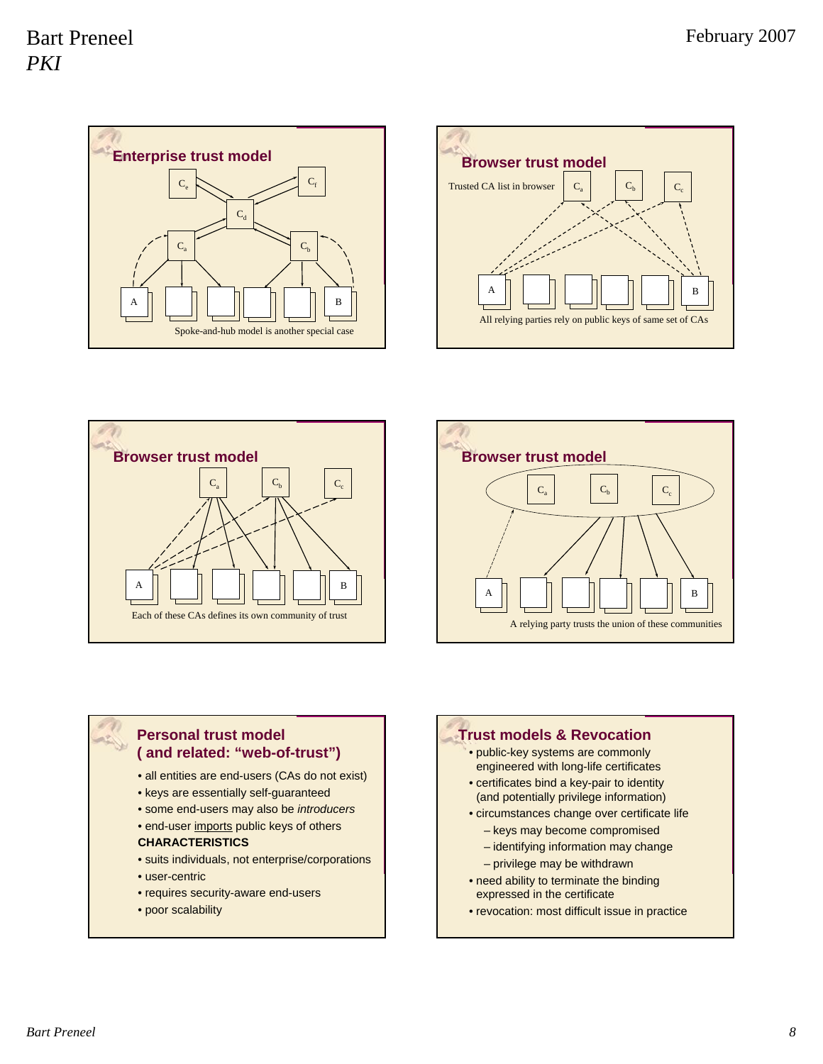## Enterprise trust model

$C_e$ $C_f$ $C_d$ $C_a$ $C_b$

A B

Spoke-and-hub model is another special case

## Browser trust model

Trusted CA list in browser $C_a$ $C_b$ $C_c$

A B

All relying parties rely on public keys of same set of CAs

## Browser trust model

$C_a$ $C_b$ $C_c$

A B

Each of these CAs defines its own community of trust

## Browser trust model

$C_a$ $C_b$ $C_c$

A B

A relying party trusts the union of these communities

## Personal trust model ( and related: “web-of-trust”)

- all entities are end-users (CAs do not exist)
- keys are essentially self-guaranteed
- some end-users may also be *introducers*
- end-user imports public keys of others

**CHARACTERISTICS**

- suits individuals, not enterprise/corporations
- user-centric
- requires security-aware end-users
- poor scalability

## Trust models & Revocation

- public-key systems are commonly engineered with long-life certificates
- certificates bind a key-pair to identity (and potentially privilege information)
- circumstances change over certificate life
  - keys may become compromised
  - identifying information may change
  - privilege may be withdrawn
- need ability to terminate the binding expressed in the certificate
- revocation: most difficult issue in practice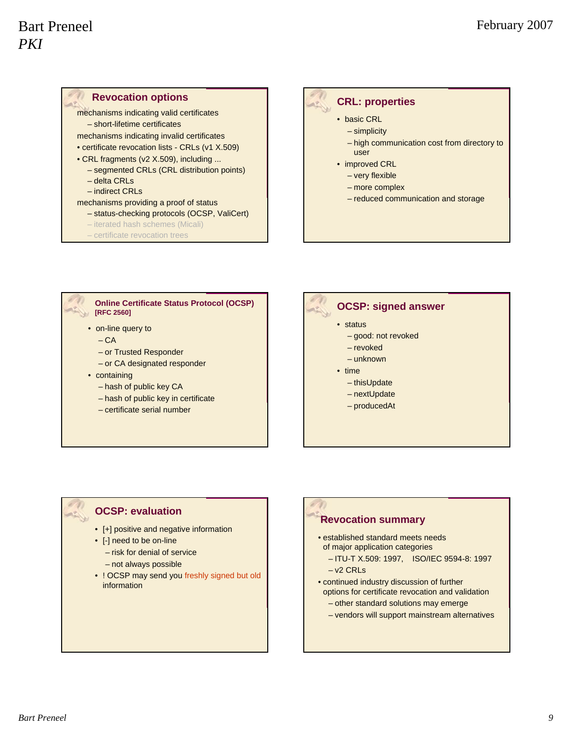## Revocation options

mechanisms indicating valid certificates
- short-lifetime certificates

mechanisms indicating invalid certificates
- certificate revocation lists - CRLs (v1 X.509)
- CRL fragments (v2 X.509), including ...
  - segmented CRLs (CRL distribution points)
  - delta CRLs
  - indirect CRLs

mechanisms providing a proof of status
- status-checking protocols (OCSP, ValiCert)
- iterated hash schemes (Micali)
- certificate revocation trees

## CRL: properties

- basic CRL
  - simplicity
  - high communication cost from directory to user
- improved CRL
  - very flexible
  - more complex
  - reduced communication and storage

## Online Certificate Status Protocol (OCSP) [RFC 2560]

- on-line query to
  - CA
  - or Trusted Responder
  - or CA designated responder
- containing
  - hash of public key CA
  - hash of public key in certificate
  - certificate serial number

## OCSP: signed answer

- status
  - good: not revoked
  - revoked
  - unknown
- time
  - thisUpdate
  - nextUpdate
  - producedAt

## OCSP: evaluation

- [+] positive and negative information
- [-] need to be on-line
  - risk for denial of service
  - not always possible
- ! OCSP may send you freshly signed but old information

## Revocation summary

- established standard meets needs of major application categories
  - ITU-T X.509: 1997, ISO/IEC 9594-8: 1997
  - v2 CRLs
- continued industry discussion of further options for certificate revocation and validation
  - other standard solutions may emerge
  - vendors will support mainstream alternatives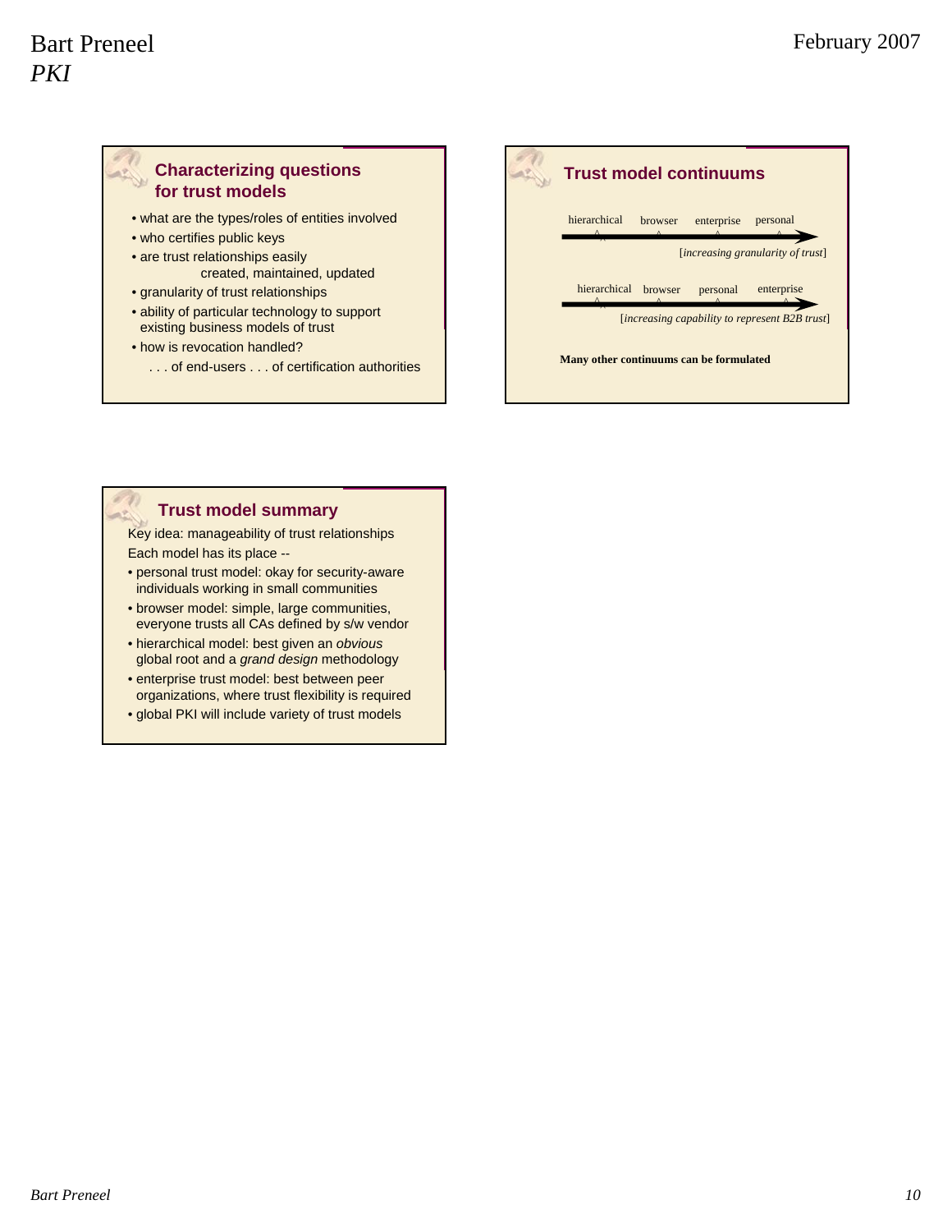## Characterizing questions for trust models

- what are the types/roles of entities involved
- who certifies public keys
- are trust relationships easily created, maintained, updated
- granularity of trust relationships
- ability of particular technology to support existing business models of trust
- how is revocation handled?
  . . . of end-users . . . of certification authorities

## Trust model continuums

hierarchical browser enterprise personal

[*increasing granularity of trust*]

hierarchical browser personal enterprise

[*increasing capability to represent B2B trust*]

**Many other continuums can be formulated**

## Trust model summary

Key idea: manageability of trust relationships

Each model has its place --

- personal trust model: okay for security-aware individuals working in small communities
- browser model: simple, large communities, everyone trusts all CAs defined by s/w vendor
- hierarchical model: best given an *obvious* global root and a *grand design* methodology
- enterprise trust model: best between peer organizations, where trust flexibility is required
- global PKI will include variety of trust models